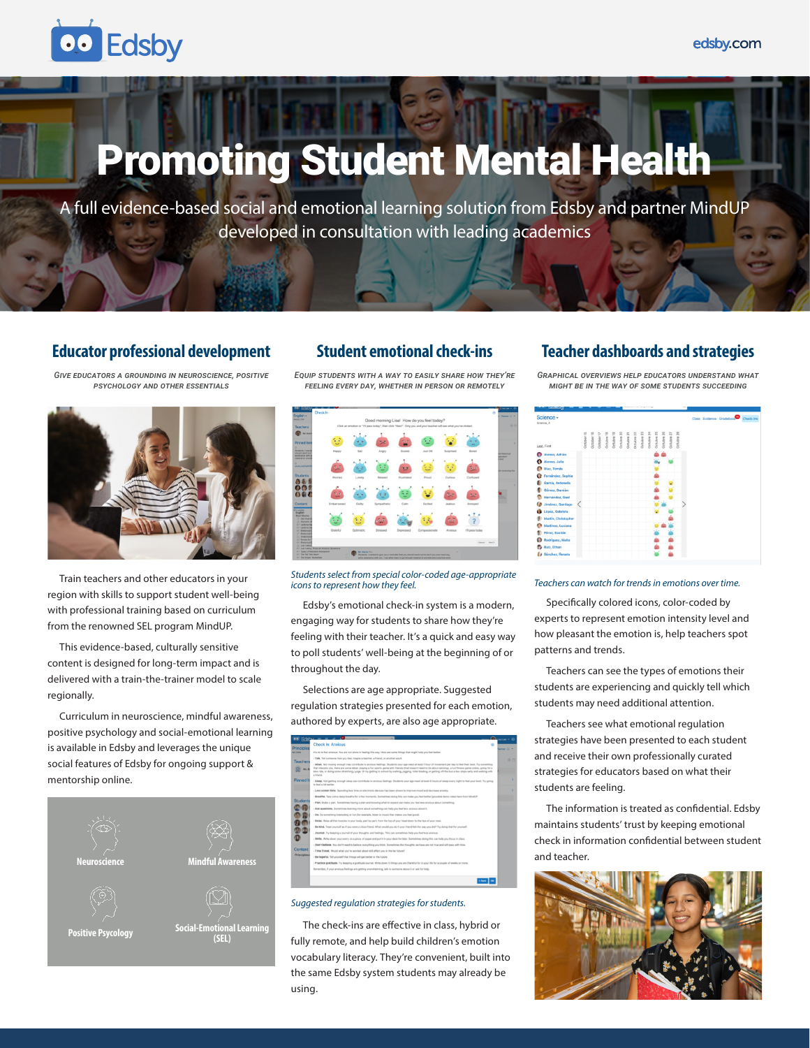# Promoting Student Mental Health

A full evidence-based social and emotional learning solution from Edsby and partner MindUP developed in consultation with leading academics

## Educator professional development

*Give educators a grounding in neuroscience, positive psychology and other essentials*

Train teachers and other educators in your region with skills to support student well-being with professional training based on curriculum from the renowned SEL program MindUP.

This evidence-based, culturally sensitive content is designed for long-term impact and is delivered with a train-the-trainer model to scale regionally.

Curriculum in neuroscience, mindful awareness, positive psychology and social-emotional learning is available in Edsby and leverages the unique social features of Edsby for ongoing support & mentorship online.

Neuroscience

Mindful Awareness

Positive Psycology

Social-Emotional Learning (SEL)

## Student emotional check-ins

*Equip students with a way to easily share how they're feeling every day, whether in person or remotely*

*Students select from special color-coded age-appropriate icons to represent how they feel.*

Edsby's emotional check-in system is a modern, engaging way for students to share how they're feeling with their teacher. It's a quick and easy way to poll students' well-being at the beginning of or throughout the day.

Selections are age appropriate. Suggested regulation strategies presented for each emotion, authored by experts, are also age appropriate.

*Suggested regulation strategies for students.*

The check-ins are effective in class, hybrid or fully remote, and help build children's emotion vocabulary literacy. They're convenient, built into the same Edsby system students may already be using.

## Teacher dashboards and strategies

*Graphical overviews help educators understand what might be in the way of some students succeeding*

*Teachers can watch for trends in emotions over time.*

Specifically colored icons, color-coded by experts to represent emotion intensity level and how pleasant the emotion is, help teachers spot patterns and trends.

Teachers can see the types of emotions their students are experiencing and quickly tell which students may need additional attention.

Teachers see what emotional regulation strategies have been presented to each student and receive their own professionally curated strategies for educators based on what their students are feeling.

The information is treated as confidential. Edsby maintains students' trust by keeping emotional check in information confidential between student and teacher.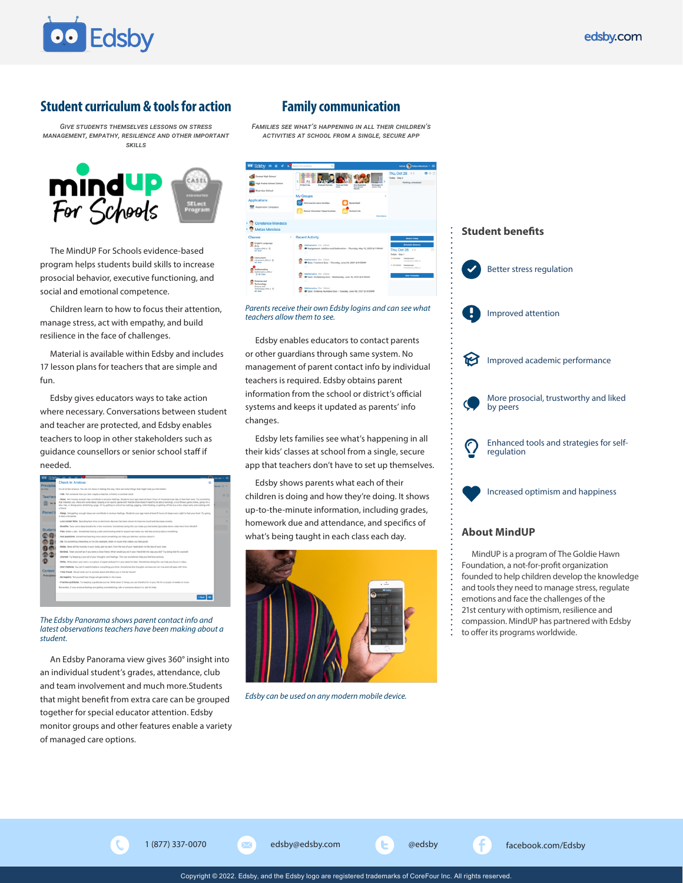## Student curriculum & tools for action

*Give students themselves lessons on stress management, empathy, resilience and other important skills*

The MindUP For Schools evidence-based program helps students build skills to increase prosocial behavior, executive functioning, and social and emotional competence.

Children learn to how to focus their attention, manage stress, act with empathy, and build resilience in the face of challenges.

Material is available within Edsby and includes 17 lesson plans for teachers that are simple and fun.

Edsby gives educators ways to take action where necessary. Conversations between student and teacher are protected, and Edsby enables teachers to loop in other stakeholders such as guidance counsellors or senior school staff if needed.

*The Edsby Panorama shows parent contact info and latest observations teachers have been making about a student.*

An Edsby Panorama view gives 360° insight into an individual student's grades, attendance, club and team involvement and much more.Students that might benefit from extra care can be grouped together for special educator attention. Edsby monitor groups and other features enable a variety of managed care options.

## Family communication

*Families see what's happening in all their children's activities at school from a single, secure app*

*Parents receive their own Edsby logins and can see what teachers allow them to see.*

Edsby enables educators to contact parents or other guardians through same system. No management of parent contact info by individual teachers is required. Edsby obtains parent information from the school or district's official systems and keeps it updated as parents' info changes.

Edsby lets families see what's happening in all their kids' classes at school from a single, secure app that teachers don't have to set up themselves.

Edsby shows parents what each of their children is doing and how they're doing. It shows up-to-the-minute information, including grades, homework due and attendance, and specifics of what's being taught in each class each day.

*Edsby can be used on any modern mobile device.*

### Student benefits

- Better stress regulation
- Improved attention
- Improved academic performance
- More prosocial, trustworthy and liked by peers
- Enhanced tools and strategies for self-regulation
- Increased optimism and happiness

### About MindUP

MindUP is a program of The Goldie Hawn Foundation, a not-for-profit organization founded to help children develop the knowledge and tools they need to manage stress, regulate emotions and face the challenges of the 21st century with optimism, resilience and compassion. MindUP has partnered with Edsby to offer its programs worldwide.

1 (877) 337-0070 | edsby@edsby.com | @edsby | facebook.com/Edsby

Copyright © 2022. Edsby, and the Edsby logo are registered trademarks of CoreFour Inc. All rights reserved.